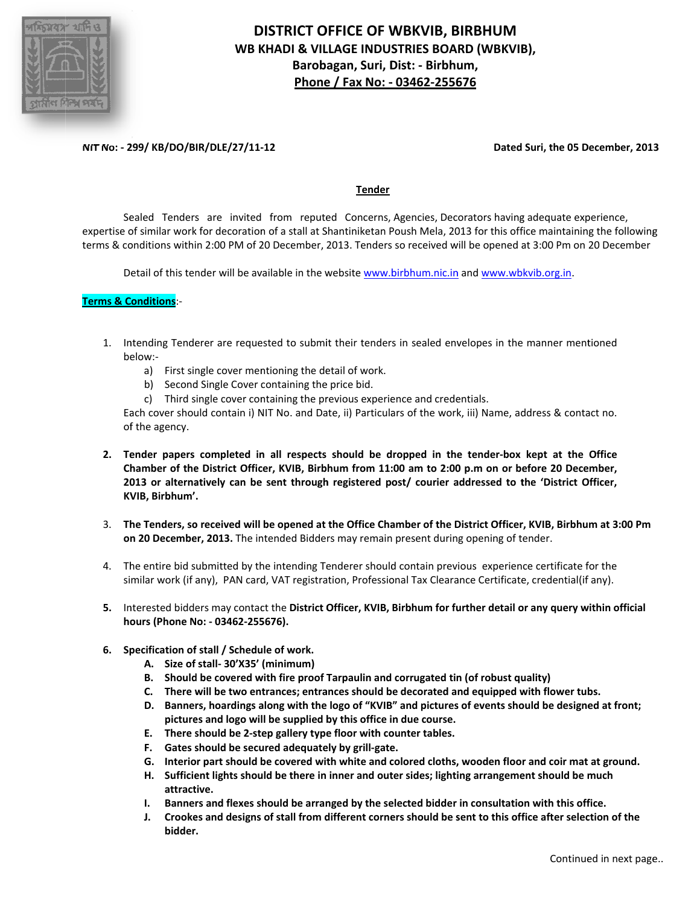# DISTRICT OFFICE OF WBKVIB, BIRBHUM

## WB KHADI & VILLAGE INDUSTRIES BOARD (WBKVIB),

## Barobagan, Suri, Dist: - Birbhum,

## Phone / Fax No: - 03462-255676

**NIT No: - 299/ KB/DO/BIR/DLE/27/11-12** **Dated Suri, the 05 December, 2013**

### Tender

Sealed Tenders are invited from reputed Concerns, Agencies, Decorators having adequate experience, expertise of similar work for decoration of a stall at Shantiniketan Poush Mela, 2013 for this office maintaining the following terms & conditions within 2:00 PM of 20 December, 2013. Tenders so received will be opened at 3:00 Pm on 20 December

Detail of this tender will be available in the website www.birbhum.nic.in and www.wbkvib.org.in.

**Terms & Conditions**:-

1. Intending Tenderer are requested to submit their tenders in sealed envelopes in the manner mentioned below:-
   a) First single cover mentioning the detail of work.
   b) Second Single Cover containing the price bid.
   c) Third single cover containing the previous experience and credentials.

   Each cover should contain i) NIT No. and Date, ii) Particulars of the work, iii) Name, address & contact no. of the agency.

2. **Tender papers completed in all respects should be dropped in the tender-box kept at the Office Chamber of the District Officer, KVIB, Birbhum from 11:00 am to 2:00 p.m on or before 20 December, 2013 or alternatively can be sent through registered post/ courier addressed to the 'District Officer, KVIB, Birbhum'.**

3. **The Tenders, so received will be opened at the Office Chamber of the District Officer, KVIB, Birbhum at 3:00 Pm on 20 December, 2013.** The intended Bidders may remain present during opening of tender.

4. The entire bid submitted by the intending Tenderer should contain previous experience certificate for the similar work (if any), PAN card, VAT registration, Professional Tax Clearance Certificate, credential(if any).

5. Interested bidders may contact the **District Officer, KVIB, Birbhum for further detail or any query within official hours (Phone No: - 03462-255676).**

6. **Specification of stall / Schedule of work.**
   A. **Size of stall- 30'X35' (minimum)**
   B. **Should be covered with fire proof Tarpaulin and corrugated tin (of robust quality)**
   C. **There will be two entrances; entrances should be decorated and equipped with flower tubs.**
   D. **Banners, hoardings along with the logo of "KVIB" and pictures of events should be designed at front; pictures and logo will be supplied by this office in due course.**
   E. **There should be 2-step gallery type floor with counter tables.**
   F. **Gates should be secured adequately by grill-gate.**
   G. **Interior part should be covered with white and colored cloths, wooden floor and coir mat at ground.**
   H. **Sufficient lights should be there in inner and outer sides; lighting arrangement should be much attractive.**
   I. **Banners and flexes should be arranged by the selected bidder in consultation with this office.**
   J. **Crookes and designs of stall from different corners should be sent to this office after selection of the bidder.**

Continued in next page..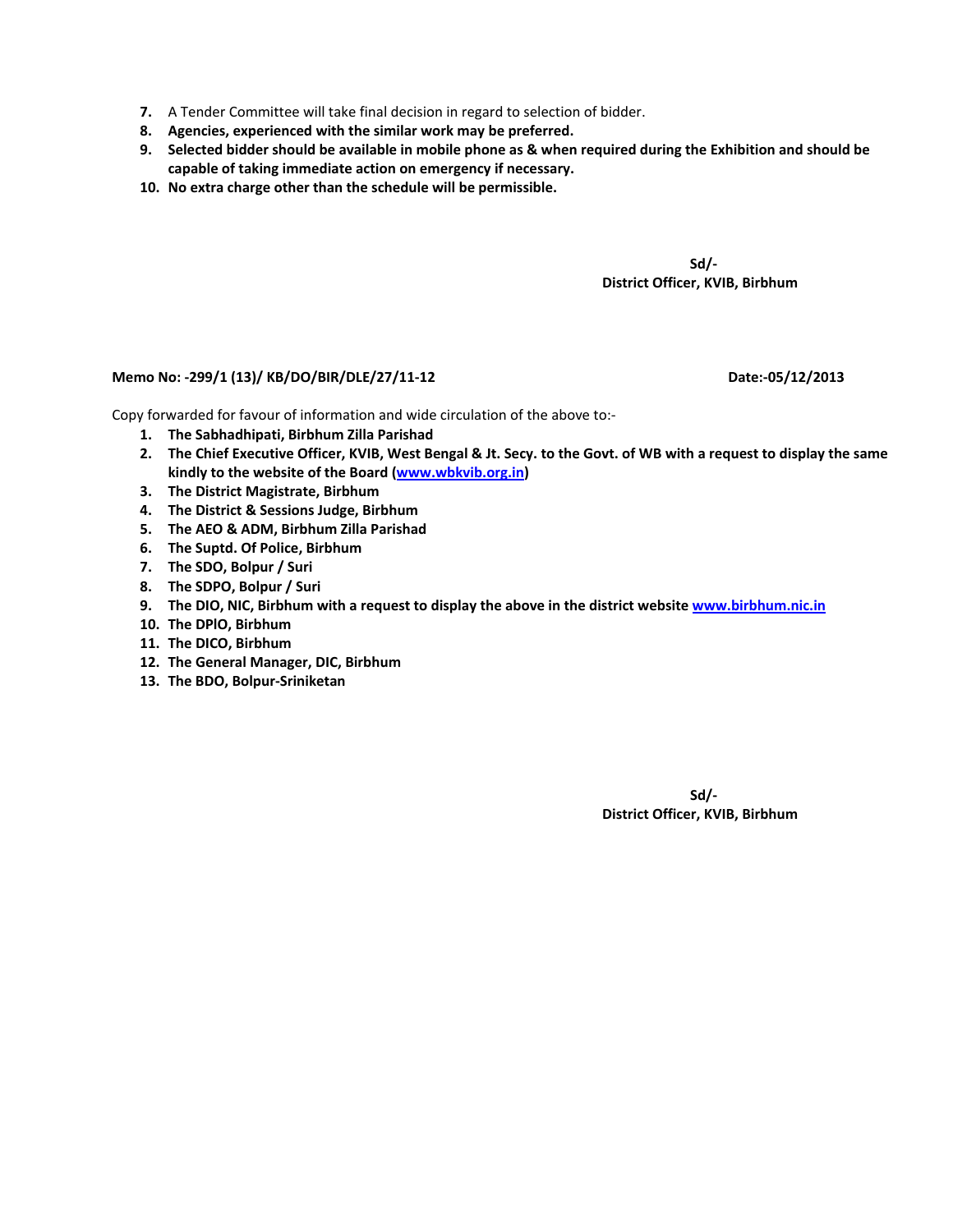7. A Tender Committee will take final decision in regard to selection of bidder.
8. **Agencies, experienced with the similar work may be preferred.**
9. **Selected bidder should be available in mobile phone as & when required during the Exhibition and should be capable of taking immediate action on emergency if necessary.**
10. **No extra charge other than the schedule will be permissible.**

**Sd/-**
**District Officer, KVIB, Birbhum**

**Memo No: -299/1 (13)/ KB/DO/BIR/DLE/27/11-12** **Date:-05/12/2013**

Copy forwarded for favour of information and wide circulation of the above to:-

1. **The Sabhadhipati, Birbhum Zilla Parishad**
2. **The Chief Executive Officer, KVIB, West Bengal & Jt. Secy. to the Govt. of WB with a request to display the same kindly to the website of the Board (www.wbkvib.org.in)**
3. **The District Magistrate, Birbhum**
4. **The District & Sessions Judge, Birbhum**
5. **The AEO & ADM, Birbhum Zilla Parishad**
6. **The Suptd. Of Police, Birbhum**
7. **The SDO, Bolpur / Suri**
8. **The SDPO, Bolpur / Suri**
9. **The DIO, NIC, Birbhum with a request to display the above in the district website www.birbhum.nic.in**
10. **The DPlO, Birbhum**
11. **The DICO, Birbhum**
12. **The General Manager, DIC, Birbhum**
13. **The BDO, Bolpur-Sriniketan**

**Sd/-**
**District Officer, KVIB, Birbhum**